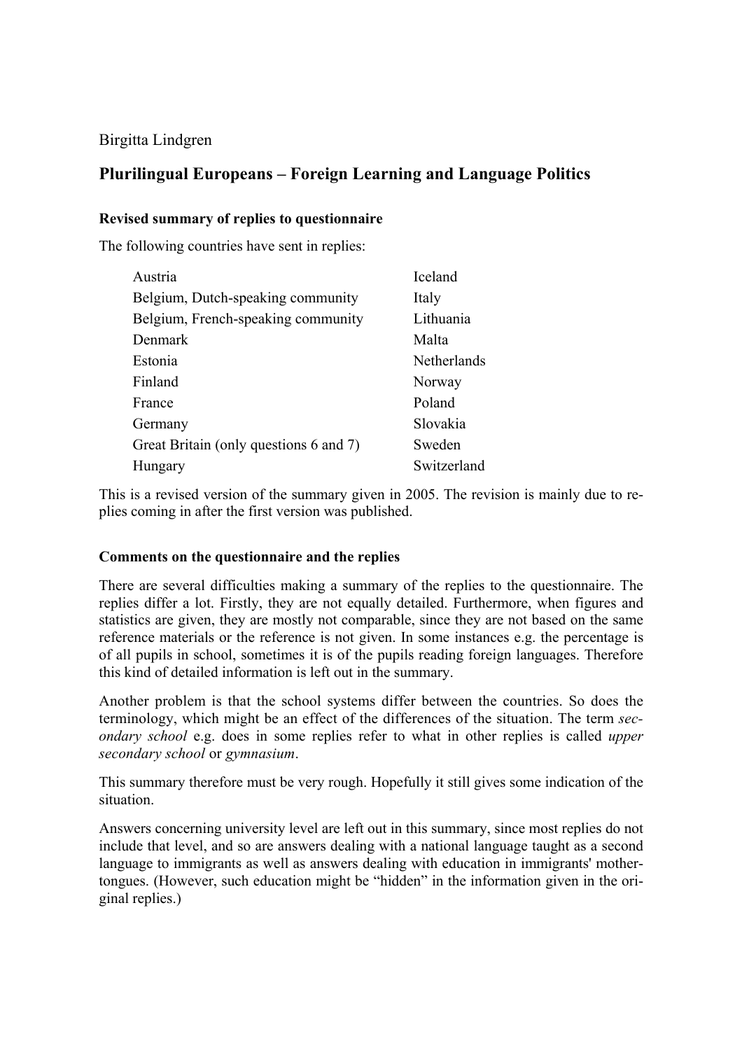Birgitta Lindgren

# Plurilingual Europeans – Foreign Learning and Language Politics

### Revised summary of replies to questionnaire

The following countries have sent in replies:

| | |
|---|---|
| Austria | Iceland |
| Belgium, Dutch-speaking community | Italy |
| Belgium, French-speaking community | Lithuania |
| Denmark | Malta |
| Estonia | Netherlands |
| Finland | Norway |
| France | Poland |
| Germany | Slovakia |
| Great Britain (only questions 6 and 7) | Sweden |
| Hungary | Switzerland |

This is a revised version of the summary given in 2005. The revision is mainly due to replies coming in after the first version was published.

### Comments on the questionnaire and the replies

There are several difficulties making a summary of the replies to the questionnaire. The replies differ a lot. Firstly, they are not equally detailed. Furthermore, when figures and statistics are given, they are mostly not comparable, since they are not based on the same reference materials or the reference is not given. In some instances e.g. the percentage is of all pupils in school, sometimes it is of the pupils reading foreign languages. Therefore this kind of detailed information is left out in the summary.

Another problem is that the school systems differ between the countries. So does the terminology, which might be an effect of the differences of the situation. The term *secondary school* e.g. does in some replies refer to what in other replies is called *upper secondary school* or *gymnasium*.

This summary therefore must be very rough. Hopefully it still gives some indication of the situation.

Answers concerning university level are left out in this summary, since most replies do not include that level, and so are answers dealing with a national language taught as a second language to immigrants as well as answers dealing with education in immigrants' mother-tongues. (However, such education might be "hidden" in the information given in the original replies.)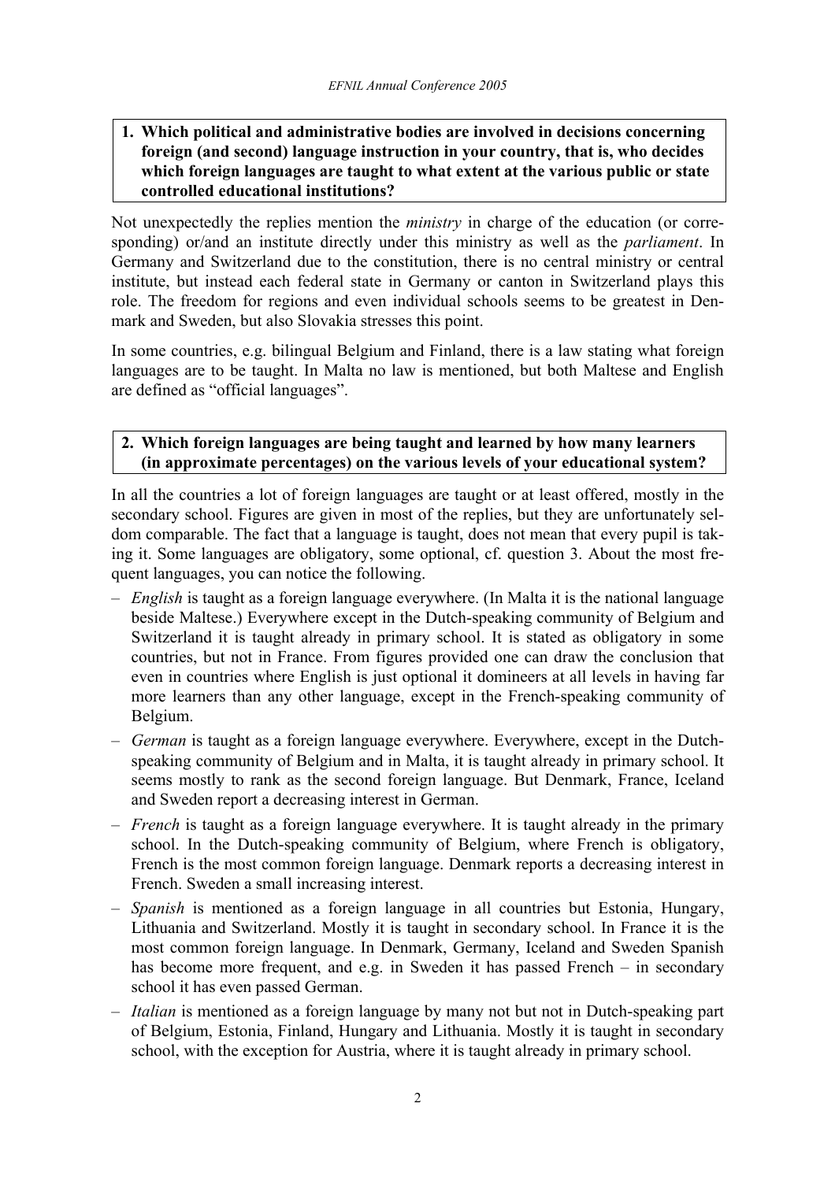**1. Which political and administrative bodies are involved in decisions concerning foreign (and second) language instruction in your country, that is, who decides which foreign languages are taught to what extent at the various public or state controlled educational institutions?**

Not unexpectedly the replies mention the *ministry* in charge of the education (or corresponding) or/and an institute directly under this ministry as well as the *parliament*. In Germany and Switzerland due to the constitution, there is no central ministry or central institute, but instead each federal state in Germany or canton in Switzerland plays this role. The freedom for regions and even individual schools seems to be greatest in Denmark and Sweden, but also Slovakia stresses this point.

In some countries, e.g. bilingual Belgium and Finland, there is a law stating what foreign languages are to be taught. In Malta no law is mentioned, but both Maltese and English are defined as "official languages".

**2. Which foreign languages are being taught and learned by how many learners (in approximate percentages) on the various levels of your educational system?**

In all the countries a lot of foreign languages are taught or at least offered, mostly in the secondary school. Figures are given in most of the replies, but they are unfortunately seldom comparable. The fact that a language is taught, does not mean that every pupil is taking it. Some languages are obligatory, some optional, cf. question 3. About the most frequent languages, you can notice the following.

- *English* is taught as a foreign language everywhere. (In Malta it is the national language beside Maltese.) Everywhere except in the Dutch-speaking community of Belgium and Switzerland it is taught already in primary school. It is stated as obligatory in some countries, but not in France. From figures provided one can draw the conclusion that even in countries where English is just optional it domineers at all levels in having far more learners than any other language, except in the French-speaking community of Belgium.
- *German* is taught as a foreign language everywhere. Everywhere, except in the Dutch-speaking community of Belgium and in Malta, it is taught already in primary school. It seems mostly to rank as the second foreign language. But Denmark, France, Iceland and Sweden report a decreasing interest in German.
- *French* is taught as a foreign language everywhere. It is taught already in the primary school. In the Dutch-speaking community of Belgium, where French is obligatory, French is the most common foreign language. Denmark reports a decreasing interest in French. Sweden a small increasing interest.
- *Spanish* is mentioned as a foreign language in all countries but Estonia, Hungary, Lithuania and Switzerland. Mostly it is taught in secondary school. In France it is the most common foreign language. In Denmark, Germany, Iceland and Sweden Spanish has become more frequent, and e.g. in Sweden it has passed French – in secondary school it has even passed German.
- *Italian* is mentioned as a foreign language by many not but not in Dutch-speaking part of Belgium, Estonia, Finland, Hungary and Lithuania. Mostly it is taught in secondary school, with the exception for Austria, where it is taught already in primary school.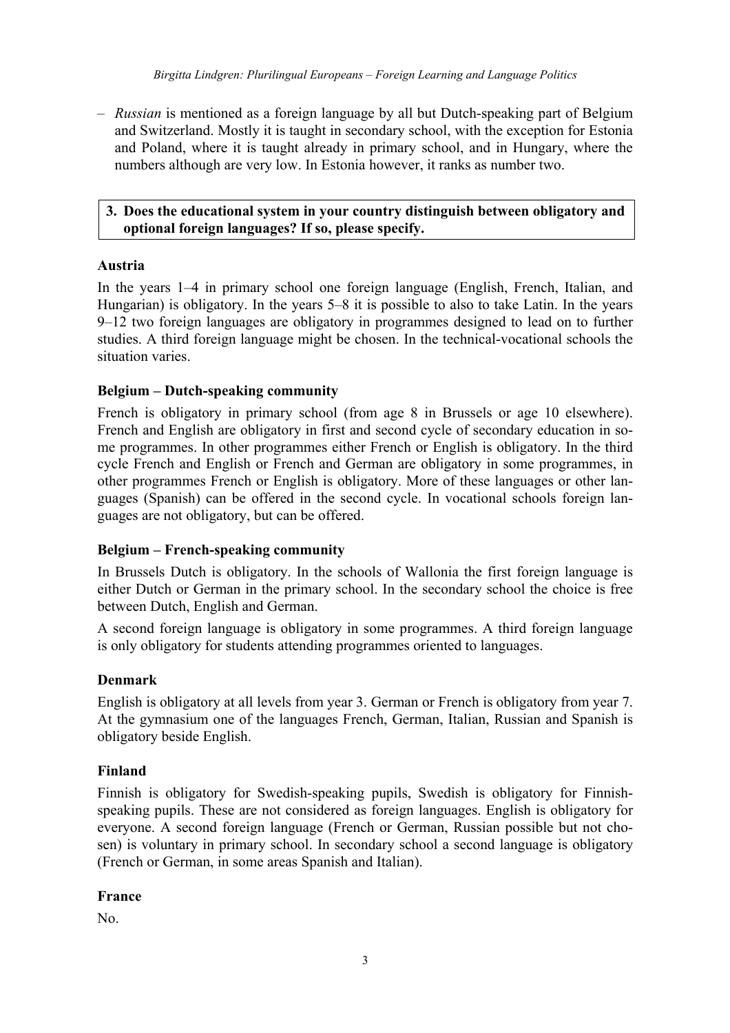– *Russian* is mentioned as a foreign language by all but Dutch-speaking part of Belgium and Switzerland. Mostly it is taught in secondary school, with the exception for Estonia and Poland, where it is taught already in primary school, and in Hungary, where the numbers although are very low. In Estonia however, it ranks as number two.

**3. Does the educational system in your country distinguish between obligatory and optional foreign languages? If so, please specify.**

### Austria

In the years 1–4 in primary school one foreign language (English, French, Italian, and Hungarian) is obligatory. In the years 5–8 it is possible to also to take Latin. In the years 9–12 two foreign languages are obligatory in programmes designed to lead on to further studies. A third foreign language might be chosen. In the technical-vocational schools the situation varies.

### Belgium – Dutch-speaking community

French is obligatory in primary school (from age 8 in Brussels or age 10 elsewhere). French and English are obligatory in first and second cycle of secondary education in some programmes. In other programmes either French or English is obligatory. In the third cycle French and English or French and German are obligatory in some programmes, in other programmes French or English is obligatory. More of these languages or other languages (Spanish) can be offered in the second cycle. In vocational schools foreign languages are not obligatory, but can be offered.

### Belgium – French-speaking community

In Brussels Dutch is obligatory. In the schools of Wallonia the first foreign language is either Dutch or German in the primary school. In the secondary school the choice is free between Dutch, English and German.

A second foreign language is obligatory in some programmes. A third foreign language is only obligatory for students attending programmes oriented to languages.

### Denmark

English is obligatory at all levels from year 3. German or French is obligatory from year 7. At the gymnasium one of the languages French, German, Italian, Russian and Spanish is obligatory beside English.

### Finland

Finnish is obligatory for Swedish-speaking pupils, Swedish is obligatory for Finnish-speaking pupils. These are not considered as foreign languages. English is obligatory for everyone. A second foreign language (French or German, Russian possible but not chosen) is voluntary in primary school. In secondary school a second language is obligatory (French or German, in some areas Spanish and Italian).

### France

No.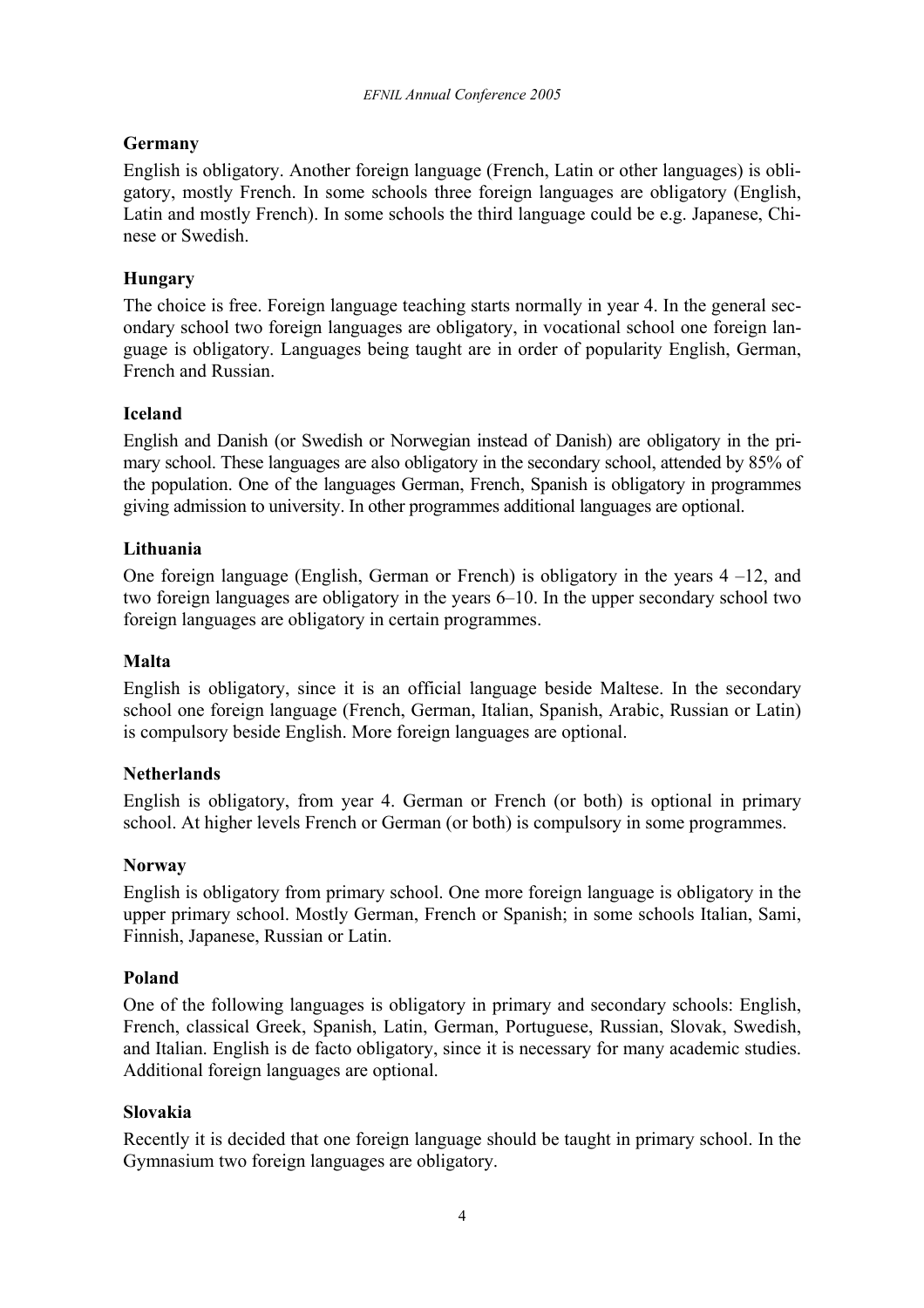### Germany

English is obligatory. Another foreign language (French, Latin or other languages) is obligatory, mostly French. In some schools three foreign languages are obligatory (English, Latin and mostly French). In some schools the third language could be e.g. Japanese, Chinese or Swedish.

### Hungary

The choice is free. Foreign language teaching starts normally in year 4. In the general secondary school two foreign languages are obligatory, in vocational school one foreign language is obligatory. Languages being taught are in order of popularity English, German, French and Russian.

### Iceland

English and Danish (or Swedish or Norwegian instead of Danish) are obligatory in the primary school. These languages are also obligatory in the secondary school, attended by 85% of the population. One of the languages German, French, Spanish is obligatory in programmes giving admission to university. In other programmes additional languages are optional.

### Lithuania

One foreign language (English, German or French) is obligatory in the years 4 –12, and two foreign languages are obligatory in the years 6–10. In the upper secondary school two foreign languages are obligatory in certain programmes.

### Malta

English is obligatory, since it is an official language beside Maltese. In the secondary school one foreign language (French, German, Italian, Spanish, Arabic, Russian or Latin) is compulsory beside English. More foreign languages are optional.

### Netherlands

English is obligatory, from year 4. German or French (or both) is optional in primary school. At higher levels French or German (or both) is compulsory in some programmes.

### Norway

English is obligatory from primary school. One more foreign language is obligatory in the upper primary school. Mostly German, French or Spanish; in some schools Italian, Sami, Finnish, Japanese, Russian or Latin.

### Poland

One of the following languages is obligatory in primary and secondary schools: English, French, classical Greek, Spanish, Latin, German, Portuguese, Russian, Slovak, Swedish, and Italian. English is de facto obligatory, since it is necessary for many academic studies. Additional foreign languages are optional.

### Slovakia

Recently it is decided that one foreign language should be taught in primary school. In the Gymnasium two foreign languages are obligatory.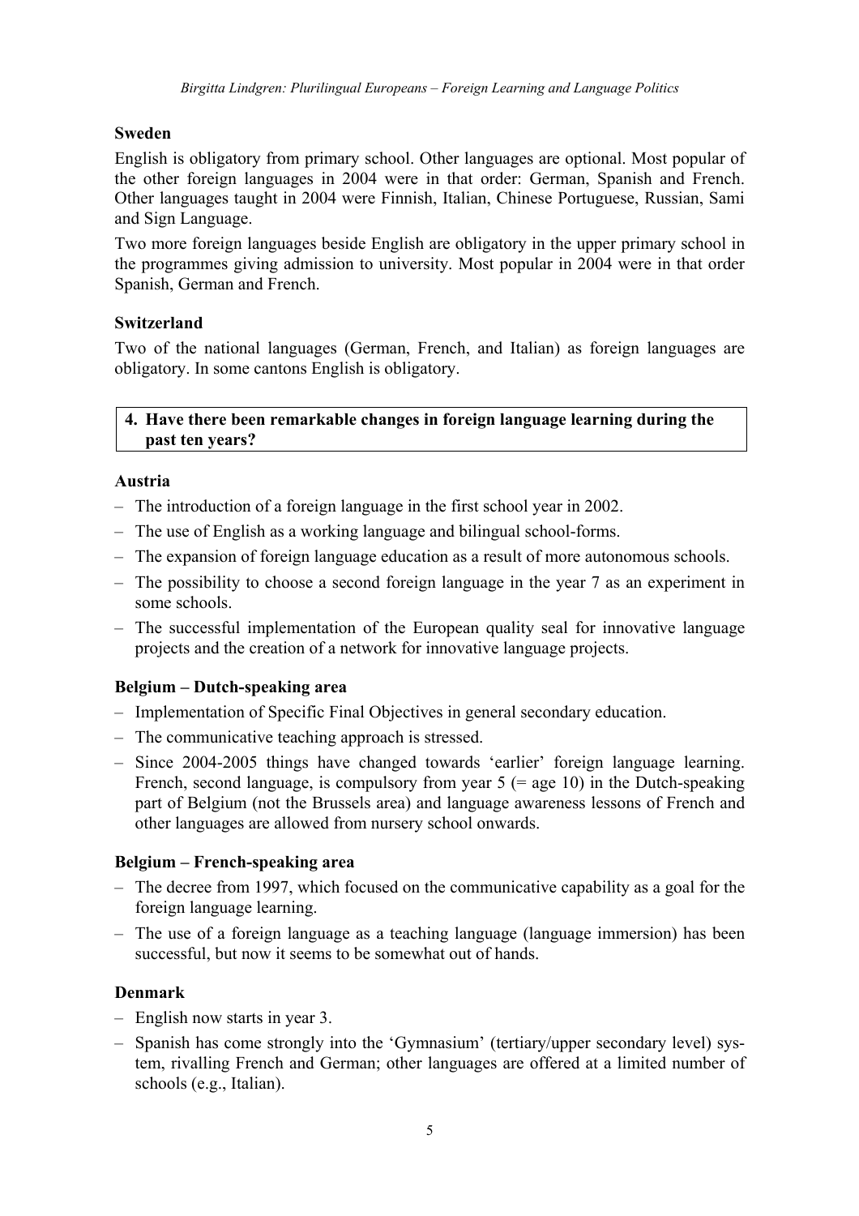**Sweden**

English is obligatory from primary school. Other languages are optional. Most popular of the other foreign languages in 2004 were in that order: German, Spanish and French. Other languages taught in 2004 were Finnish, Italian, Chinese Portuguese, Russian, Sami and Sign Language.

Two more foreign languages beside English are obligatory in the upper primary school in the programmes giving admission to university. Most popular in 2004 were in that order Spanish, German and French.

**Switzerland**

Two of the national languages (German, French, and Italian) as foreign languages are obligatory. In some cantons English is obligatory.

**4. Have there been remarkable changes in foreign language learning during the past ten years?**

**Austria**

- The introduction of a foreign language in the first school year in 2002.
- The use of English as a working language and bilingual school-forms.
- The expansion of foreign language education as a result of more autonomous schools.
- The possibility to choose a second foreign language in the year 7 as an experiment in some schools.
- The successful implementation of the European quality seal for innovative language projects and the creation of a network for innovative language projects.

**Belgium – Dutch-speaking area**

- Implementation of Specific Final Objectives in general secondary education.
- The communicative teaching approach is stressed.
- Since 2004-2005 things have changed towards 'earlier' foreign language learning. French, second language, is compulsory from year 5 (= age 10) in the Dutch-speaking part of Belgium (not the Brussels area) and language awareness lessons of French and other languages are allowed from nursery school onwards.

**Belgium – French-speaking area**

- The decree from 1997, which focused on the communicative capability as a goal for the foreign language learning.
- The use of a foreign language as a teaching language (language immersion) has been successful, but now it seems to be somewhat out of hands.

**Denmark**

- English now starts in year 3.
- Spanish has come strongly into the 'Gymnasium' (tertiary/upper secondary level) system, rivalling French and German; other languages are offered at a limited number of schools (e.g., Italian).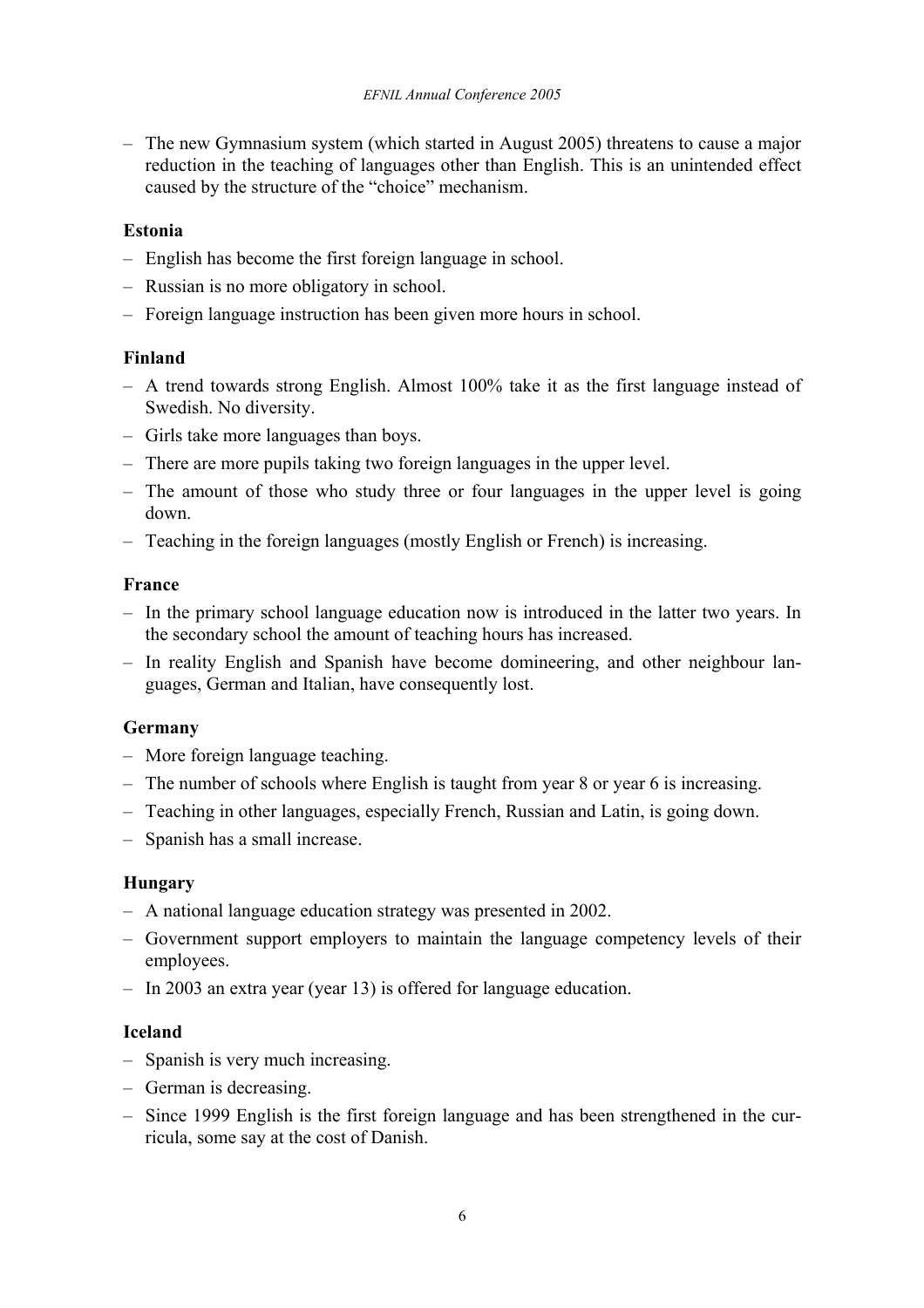– The new Gymnasium system (which started in August 2005) threatens to cause a major reduction in the teaching of languages other than English. This is an unintended effect caused by the structure of the "choice" mechanism.

**Estonia**

– English has become the first foreign language in school.
– Russian is no more obligatory in school.
– Foreign language instruction has been given more hours in school.

**Finland**

– A trend towards strong English. Almost 100% take it as the first language instead of Swedish. No diversity.
– Girls take more languages than boys.
– There are more pupils taking two foreign languages in the upper level.
– The amount of those who study three or four languages in the upper level is going down.
– Teaching in the foreign languages (mostly English or French) is increasing.

**France**

– In the primary school language education now is introduced in the latter two years. In the secondary school the amount of teaching hours has increased.
– In reality English and Spanish have become domineering, and other neighbour languages, German and Italian, have consequently lost.

**Germany**

– More foreign language teaching.
– The number of schools where English is taught from year 8 or year 6 is increasing.
– Teaching in other languages, especially French, Russian and Latin, is going down.
– Spanish has a small increase.

**Hungary**

– A national language education strategy was presented in 2002.
– Government support employers to maintain the language competency levels of their employees.
– In 2003 an extra year (year 13) is offered for language education.

**Iceland**

– Spanish is very much increasing.
– German is decreasing.
– Since 1999 English is the first foreign language and has been strengthened in the curricula, some say at the cost of Danish.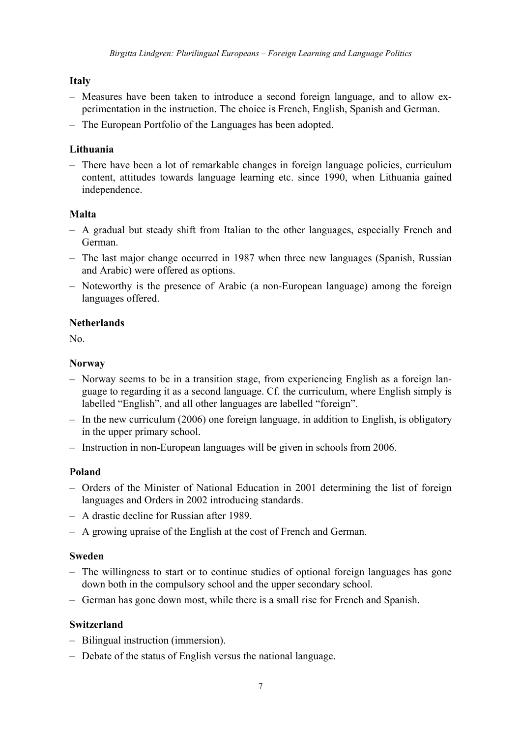**Italy**

- Measures have been taken to introduce a second foreign language, and to allow experimentation in the instruction. The choice is French, English, Spanish and German.
- The European Portfolio of the Languages has been adopted.

**Lithuania**

- There have been a lot of remarkable changes in foreign language policies, curriculum content, attitudes towards language learning etc. since 1990, when Lithuania gained independence.

**Malta**

- A gradual but steady shift from Italian to the other languages, especially French and German.
- The last major change occurred in 1987 when three new languages (Spanish, Russian and Arabic) were offered as options.
- Noteworthy is the presence of Arabic (a non-European language) among the foreign languages offered.

**Netherlands**

No.

**Norway**

- Norway seems to be in a transition stage, from experiencing English as a foreign language to regarding it as a second language. Cf. the curriculum, where English simply is labelled "English", and all other languages are labelled "foreign".
- In the new curriculum (2006) one foreign language, in addition to English, is obligatory in the upper primary school.
- Instruction in non-European languages will be given in schools from 2006.

**Poland**

- Orders of the Minister of National Education in 2001 determining the list of foreign languages and Orders in 2002 introducing standards.
- A drastic decline for Russian after 1989.
- A growing upraise of the English at the cost of French and German.

**Sweden**

- The willingness to start or to continue studies of optional foreign languages has gone down both in the compulsory school and the upper secondary school.
- German has gone down most, while there is a small rise for French and Spanish.

**Switzerland**

- Bilingual instruction (immersion).
- Debate of the status of English versus the national language.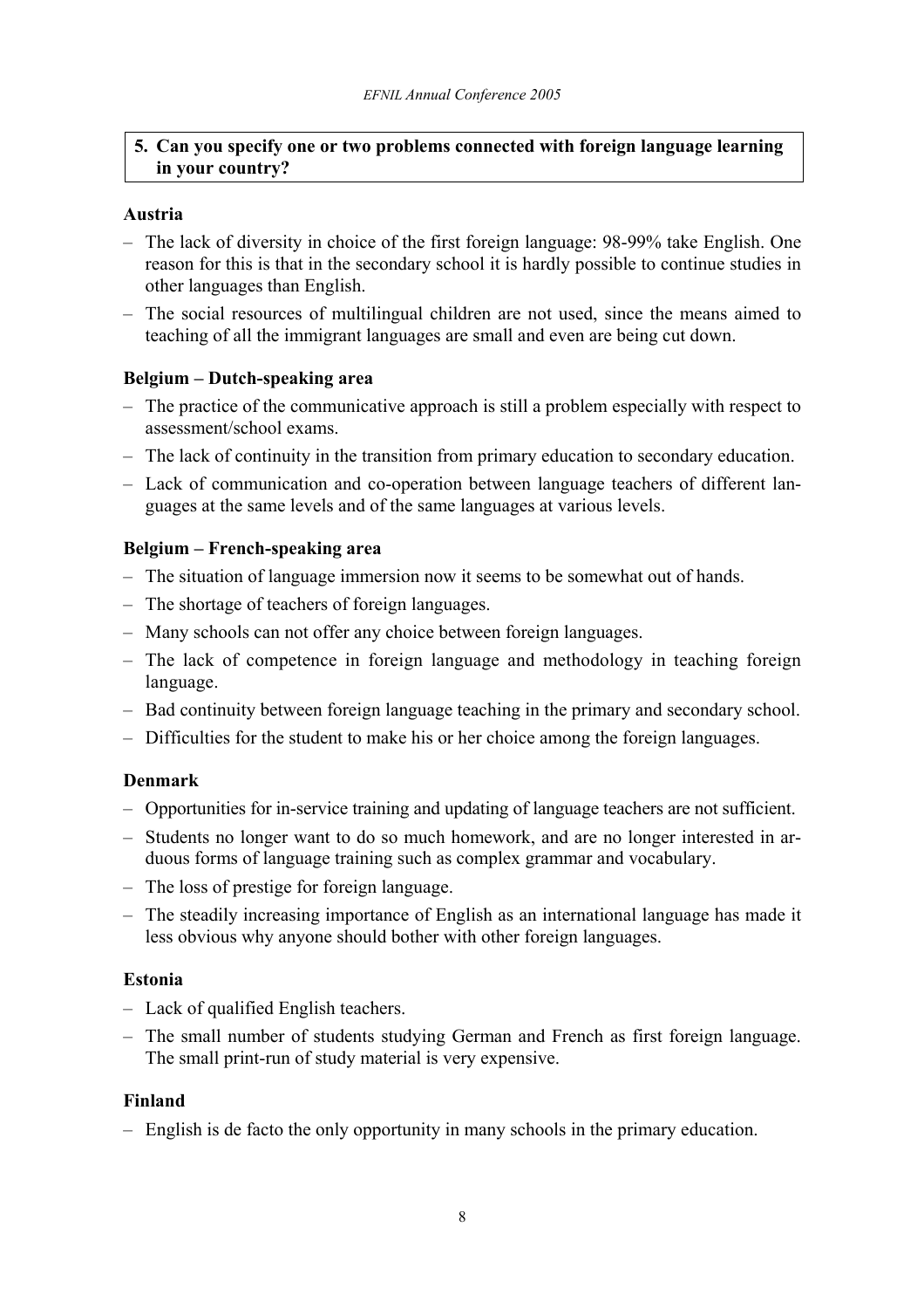**5. Can you specify one or two problems connected with foreign language learning in your country?**

### Austria

- The lack of diversity in choice of the first foreign language: 98-99% take English. One reason for this is that in the secondary school it is hardly possible to continue studies in other languages than English.
- The social resources of multilingual children are not used, since the means aimed to teaching of all the immigrant languages are small and even are being cut down.

### Belgium – Dutch-speaking area

- The practice of the communicative approach is still a problem especially with respect to assessment/school exams.
- The lack of continuity in the transition from primary education to secondary education.
- Lack of communication and co-operation between language teachers of different languages at the same levels and of the same languages at various levels.

### Belgium – French-speaking area

- The situation of language immersion now it seems to be somewhat out of hands.
- The shortage of teachers of foreign languages.
- Many schools can not offer any choice between foreign languages.
- The lack of competence in foreign language and methodology in teaching foreign language.
- Bad continuity between foreign language teaching in the primary and secondary school.
- Difficulties for the student to make his or her choice among the foreign languages.

### Denmark

- Opportunities for in-service training and updating of language teachers are not sufficient.
- Students no longer want to do so much homework, and are no longer interested in arduous forms of language training such as complex grammar and vocabulary.
- The loss of prestige for foreign language.
- The steadily increasing importance of English as an international language has made it less obvious why anyone should bother with other foreign languages.

### Estonia

- Lack of qualified English teachers.
- The small number of students studying German and French as first foreign language. The small print-run of study material is very expensive.

### Finland

- English is de facto the only opportunity in many schools in the primary education.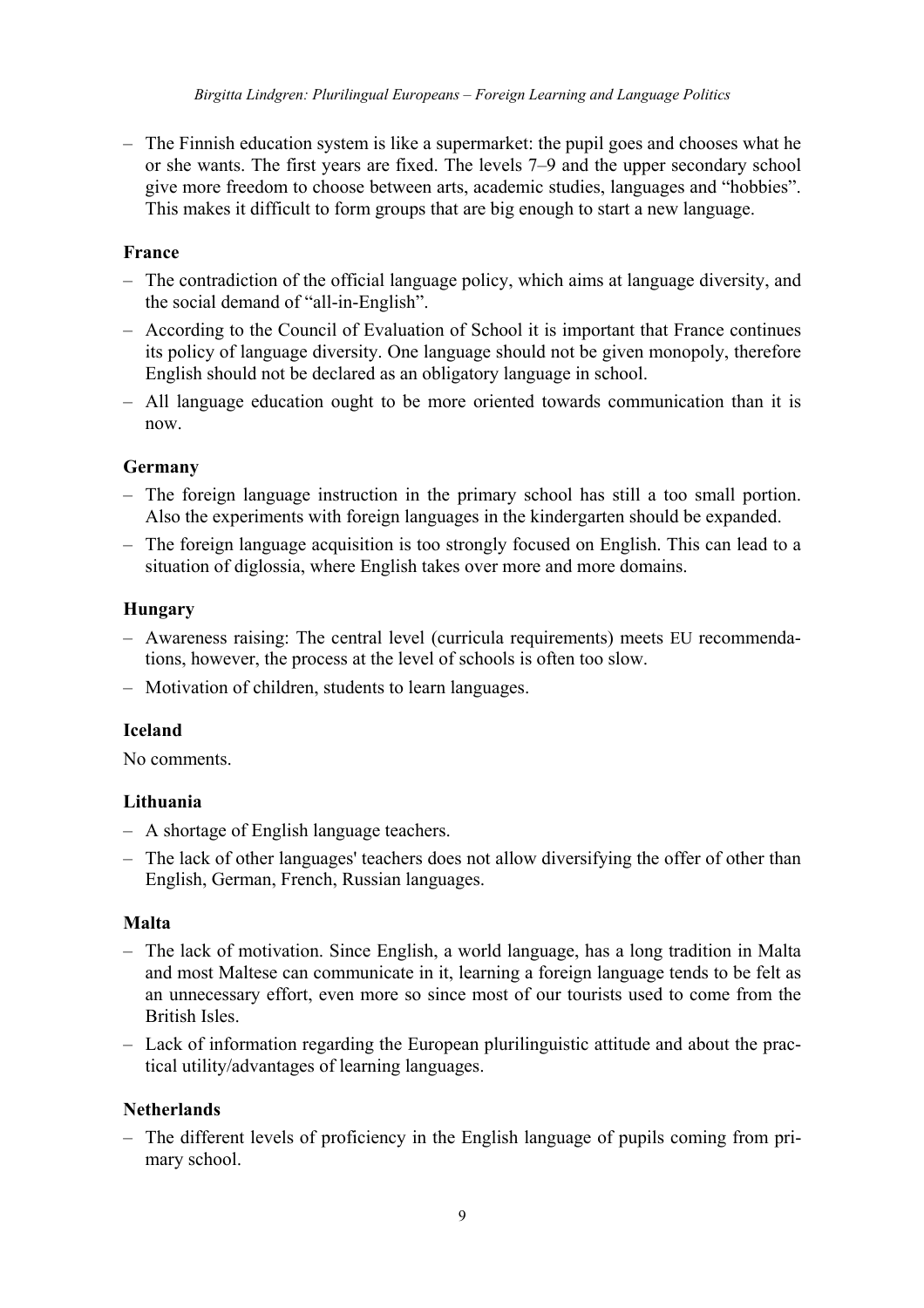- The Finnish education system is like a supermarket: the pupil goes and chooses what he or she wants. The first years are fixed. The levels 7–9 and the upper secondary school give more freedom to choose between arts, academic studies, languages and "hobbies". This makes it difficult to form groups that are big enough to start a new language.

### France

- The contradiction of the official language policy, which aims at language diversity, and the social demand of "all-in-English".
- According to the Council of Evaluation of School it is important that France continues its policy of language diversity. One language should not be given monopoly, therefore English should not be declared as an obligatory language in school.
- All language education ought to be more oriented towards communication than it is now.

### Germany

- The foreign language instruction in the primary school has still a too small portion. Also the experiments with foreign languages in the kindergarten should be expanded.
- The foreign language acquisition is too strongly focused on English. This can lead to a situation of diglossia, where English takes over more and more domains.

### Hungary

- Awareness raising: The central level (curricula requirements) meets EU recommendations, however, the process at the level of schools is often too slow.
- Motivation of children, students to learn languages.

### Iceland

No comments.

### Lithuania

- A shortage of English language teachers.
- The lack of other languages' teachers does not allow diversifying the offer of other than English, German, French, Russian languages.

### Malta

- The lack of motivation. Since English, a world language, has a long tradition in Malta and most Maltese can communicate in it, learning a foreign language tends to be felt as an unnecessary effort, even more so since most of our tourists used to come from the British Isles.
- Lack of information regarding the European plurilinguistic attitude and about the practical utility/advantages of learning languages.

### Netherlands

- The different levels of proficiency in the English language of pupils coming from primary school.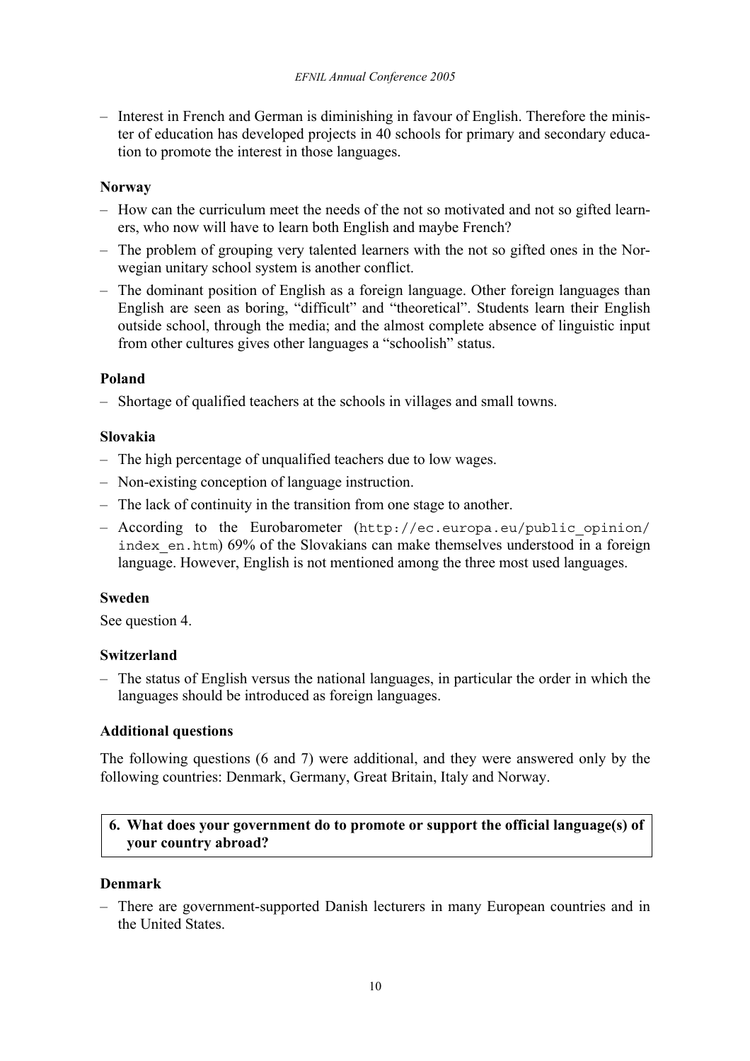– Interest in French and German is diminishing in favour of English. Therefore the minister of education has developed projects in 40 schools for primary and secondary education to promote the interest in those languages.

**Norway**

– How can the curriculum meet the needs of the not so motivated and not so gifted learners, who now will have to learn both English and maybe French?
– The problem of grouping very talented learners with the not so gifted ones in the Norwegian unitary school system is another conflict.
– The dominant position of English as a foreign language. Other foreign languages than English are seen as boring, "difficult" and "theoretical". Students learn their English outside school, through the media; and the almost complete absence of linguistic input from other cultures gives other languages a "schoolish" status.

**Poland**

– Shortage of qualified teachers at the schools in villages and small towns.

**Slovakia**

– The high percentage of unqualified teachers due to low wages.
– Non-existing conception of language instruction.
– The lack of continuity in the transition from one stage to another.
– According to the Eurobarometer (`http://ec.europa.eu/public_opinion/index_en.htm`) 69% of the Slovakians can make themselves understood in a foreign language. However, English is not mentioned among the three most used languages.

**Sweden**

See question 4.

**Switzerland**

– The status of English versus the national languages, in particular the order in which the languages should be introduced as foreign languages.

**Additional questions**

The following questions (6 and 7) were additional, and they were answered only by the following countries: Denmark, Germany, Great Britain, Italy and Norway.

**6. What does your government do to promote or support the official language(s) of your country abroad?**

**Denmark**

– There are government-supported Danish lecturers in many European countries and in the United States.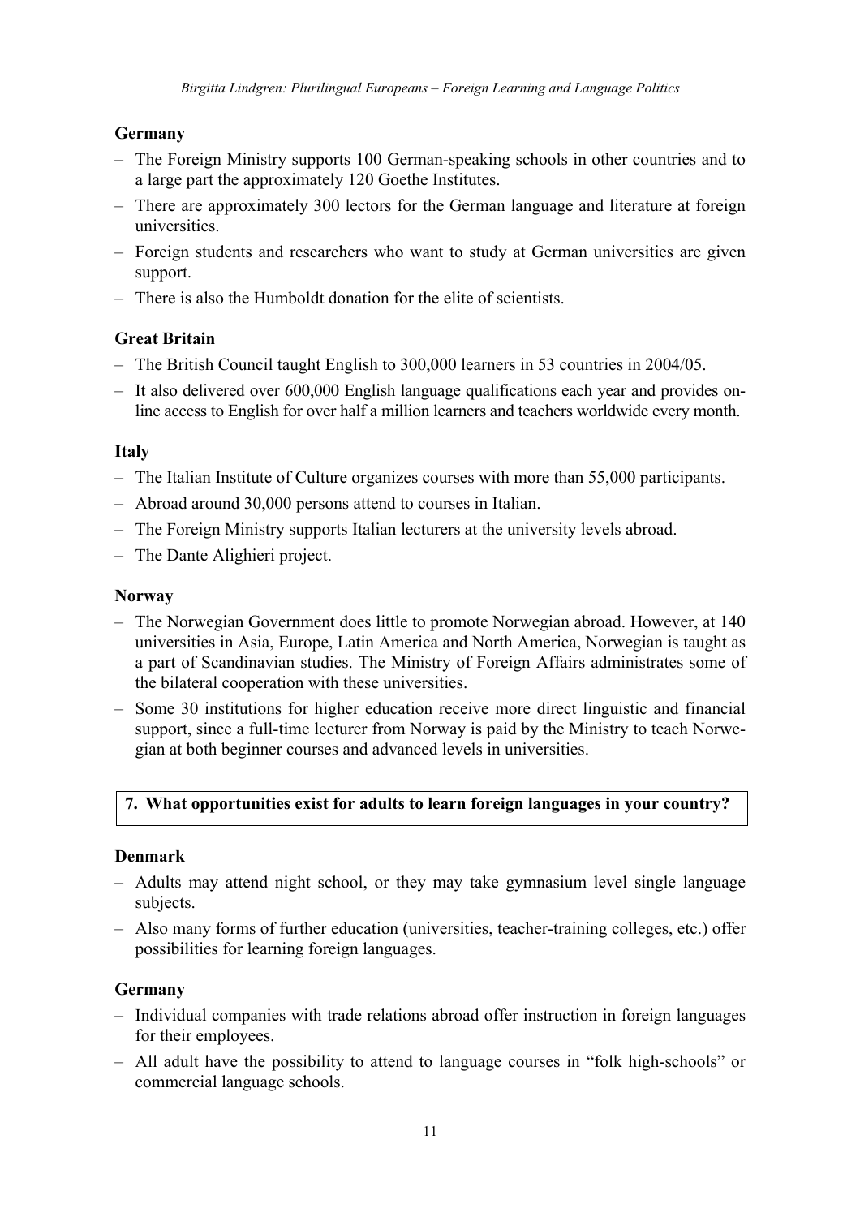### Germany

- The Foreign Ministry supports 100 German-speaking schools in other countries and to a large part the approximately 120 Goethe Institutes.
- There are approximately 300 lectors for the German language and literature at foreign universities.
- Foreign students and researchers who want to study at German universities are given support.
- There is also the Humboldt donation for the elite of scientists.

### Great Britain

- The British Council taught English to 300,000 learners in 53 countries in 2004/05.
- It also delivered over 600,000 English language qualifications each year and provides on-line access to English for over half a million learners and teachers worldwide every month.

### Italy

- The Italian Institute of Culture organizes courses with more than 55,000 participants.
- Abroad around 30,000 persons attend to courses in Italian.
- The Foreign Ministry supports Italian lecturers at the university levels abroad.
- The Dante Alighieri project.

### Norway

- The Norwegian Government does little to promote Norwegian abroad. However, at 140 universities in Asia, Europe, Latin America and North America, Norwegian is taught as a part of Scandinavian studies. The Ministry of Foreign Affairs administrates some of the bilateral cooperation with these universities.
- Some 30 institutions for higher education receive more direct linguistic and financial support, since a full-time lecturer from Norway is paid by the Ministry to teach Norwegian at both beginner courses and advanced levels in universities.

## 7. What opportunities exist for adults to learn foreign languages in your country?

### Denmark

- Adults may attend night school, or they may take gymnasium level single language subjects.
- Also many forms of further education (universities, teacher-training colleges, etc.) offer possibilities for learning foreign languages.

### Germany

- Individual companies with trade relations abroad offer instruction in foreign languages for their employees.
- All adult have the possibility to attend to language courses in "folk high-schools" or commercial language schools.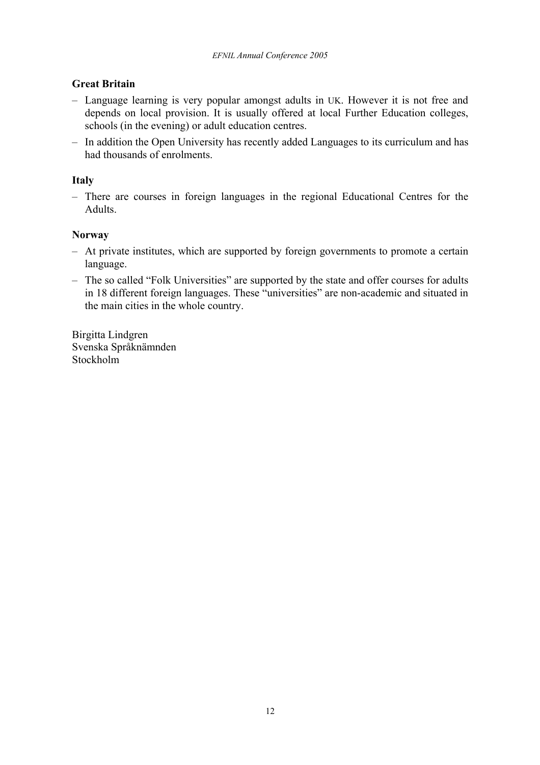### Great Britain

- Language learning is very popular amongst adults in UK. However it is not free and depends on local provision. It is usually offered at local Further Education colleges, schools (in the evening) or adult education centres.
- In addition the Open University has recently added Languages to its curriculum and has had thousands of enrolments.

### Italy

- There are courses in foreign languages in the regional Educational Centres for the Adults.

### Norway

- At private institutes, which are supported by foreign governments to promote a certain language.
- The so called "Folk Universities" are supported by the state and offer courses for adults in 18 different foreign languages. These "universities" are non-academic and situated in the main cities in the whole country.

Birgitta Lindgren
Svenska Språknämnden
Stockholm